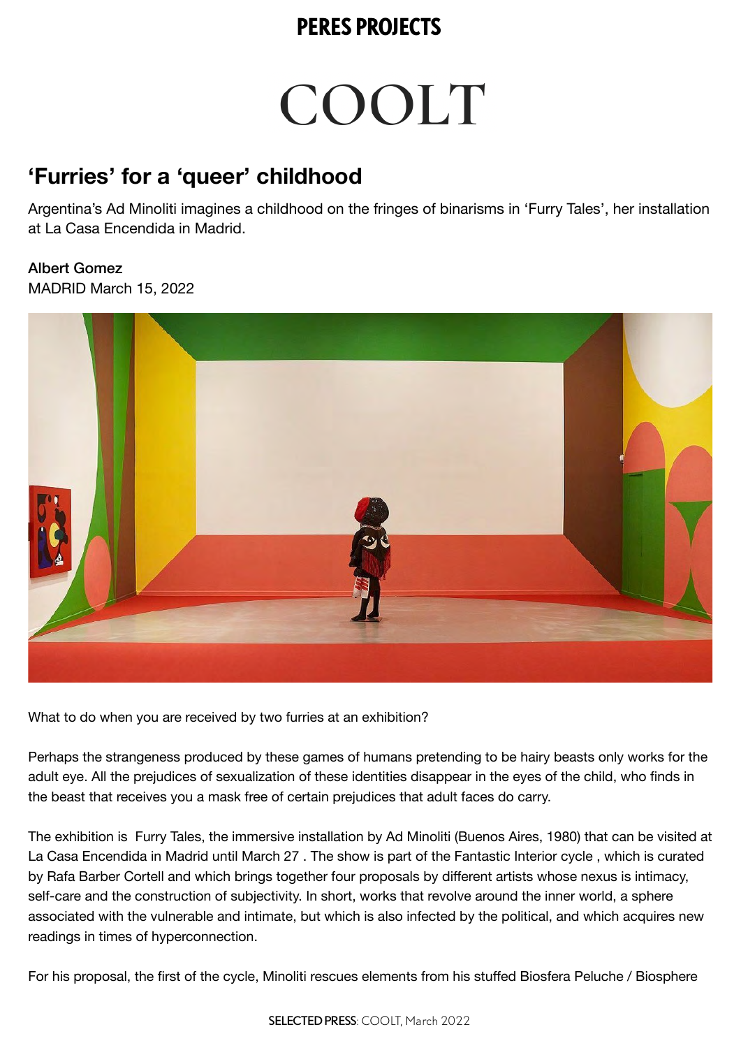# COOLT

## 'Furries' for a 'queer' childhood

Argentina's Ad Minoliti imagines a childhood on the fringes of binarisms in 'Furry Tales', her installation at La Casa Encendida in Madrid.

Albert Gomez
MADRID March 15, 2022

What to do when you are received by two furries at an exhibition?

Perhaps the strangeness produced by these games of humans pretending to be hairy beasts only works for the adult eye. All the prejudices of sexualization of these identities disappear in the eyes of the child, who finds in the beast that receives you a mask free of certain prejudices that adult faces do carry.

The exhibition is Furry Tales, the immersive installation by Ad Minoliti (Buenos Aires, 1980) that can be visited at La Casa Encendida in Madrid until March 27 . The show is part of the Fantastic Interior cycle , which is curated by Rafa Barber Cortell and which brings together four proposals by different artists whose nexus is intimacy, self-care and the construction of subjectivity. In short, works that revolve around the inner world, a sphere associated with the vulnerable and intimate, but which is also infected by the political, and which acquires new readings in times of hyperconnection.

For his proposal, the first of the cycle, Minoliti rescues elements from his stuffed Biosfera Peluche / Biosphere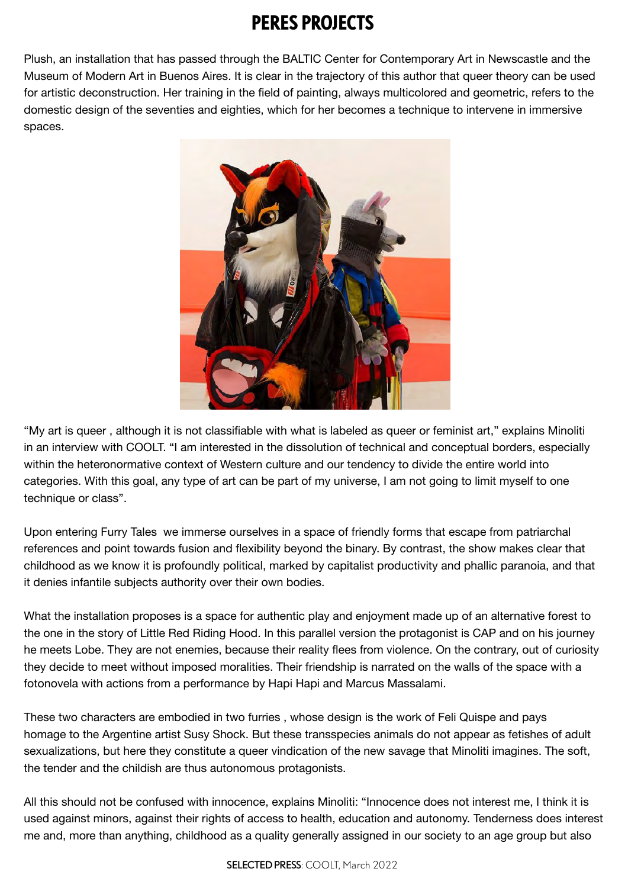Plush, an installation that has passed through the BALTIC Center for Contemporary Art in Newscastle and the Museum of Modern Art in Buenos Aires. It is clear in the trajectory of this author that queer theory can be used for artistic deconstruction. Her training in the field of painting, always multicolored and geometric, refers to the domestic design of the seventies and eighties, which for her becomes a technique to intervene in immersive spaces.

"My art is queer , although it is not classifiable with what is labeled as queer or feminist art," explains Minoliti in an interview with COOLT. "I am interested in the dissolution of technical and conceptual borders, especially within the heteronormative context of Western culture and our tendency to divide the entire world into categories. With this goal, any type of art can be part of my universe, I am not going to limit myself to one technique or class".

Upon entering Furry Tales  we immerse ourselves in a space of friendly forms that escape from patriarchal references and point towards fusion and flexibility beyond the binary. By contrast, the show makes clear that childhood as we know it is profoundly political, marked by capitalist productivity and phallic paranoia, and that it denies infantile subjects authority over their own bodies.

What the installation proposes is a space for authentic play and enjoyment made up of an alternative forest to the one in the story of Little Red Riding Hood. In this parallel version the protagonist is CAP and on his journey he meets Lobe. They are not enemies, because their reality flees from violence. On the contrary, out of curiosity they decide to meet without imposed moralities. Their friendship is narrated on the walls of the space with a fotonovela with actions from a performance by Hapi Hapi and Marcus Massalami.

These two characters are embodied in two furries , whose design is the work of Feli Quispe and pays homage to the Argentine artist Susy Shock. But these transspecies animals do not appear as fetishes of adult sexualizations, but here they constitute a queer vindication of the new savage that Minoliti imagines. The soft, the tender and the childish are thus autonomous protagonists.

All this should not be confused with innocence, explains Minoliti: "Innocence does not interest me, I think it is used against minors, against their rights of access to health, education and autonomy. Tenderness does interest me and, more than anything, childhood as a quality generally assigned in our society to an age group but also

**SELECTED PRESS**: COOLT, March 2022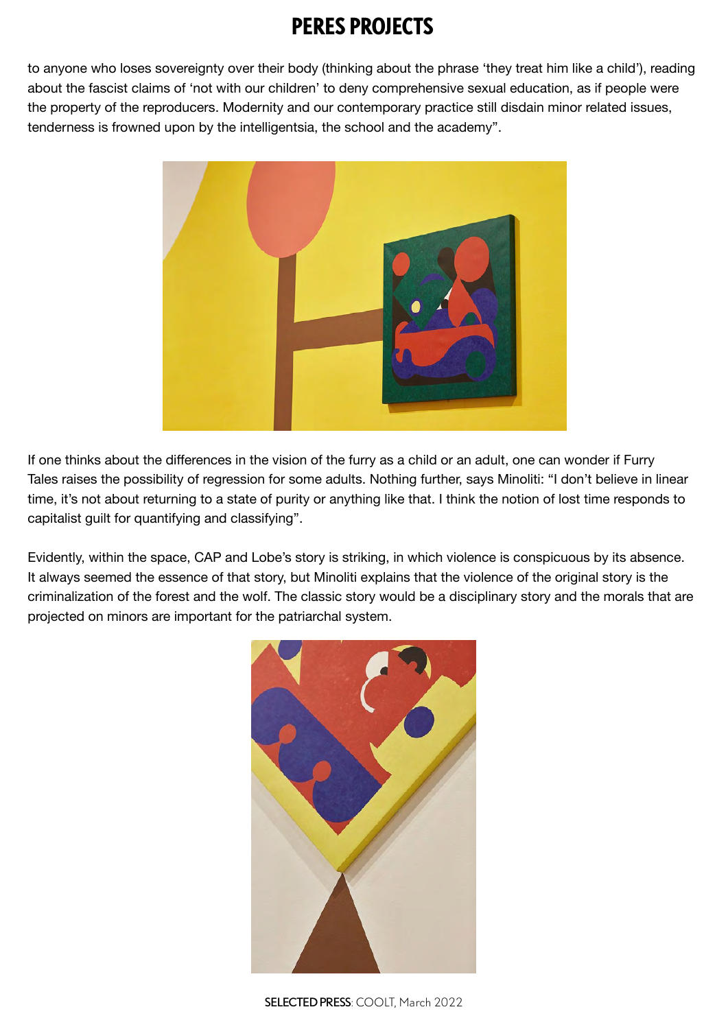to anyone who loses sovereignty over their body (thinking about the phrase 'they treat him like a child'), reading about the fascist claims of 'not with our children' to deny comprehensive sexual education, as if people were the property of the reproducers. Modernity and our contemporary practice still disdain minor related issues, tenderness is frowned upon by the intelligentsia, the school and the academy".

If one thinks about the differences in the vision of the furry as a child or an adult, one can wonder if Furry Tales raises the possibility of regression for some adults. Nothing further, says Minoliti: "I don't believe in linear time, it's not about returning to a state of purity or anything like that. I think the notion of lost time responds to capitalist guilt for quantifying and classifying".

Evidently, within the space, CAP and Lobe's story is striking, in which violence is conspicuous by its absence. It always seemed the essence of that story, but Minoliti explains that the violence of the original story is the criminalization of the forest and the wolf. The classic story would be a disciplinary story and the morals that are projected on minors are important for the patriarchal system.

**SELECTED PRESS**: COOLT, March 2022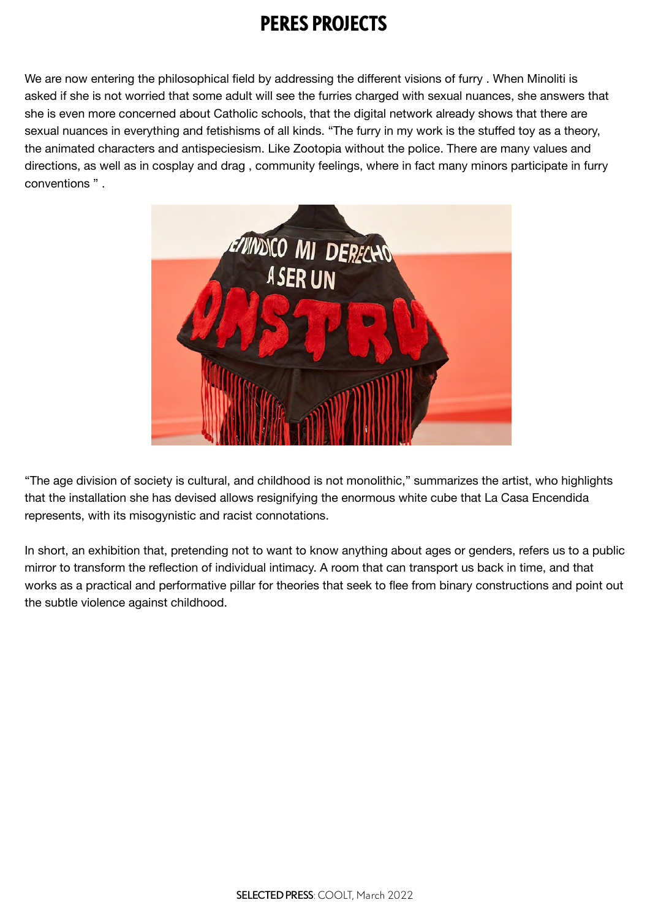We are now entering the philosophical field by addressing the different visions of furry . When Minoliti is asked if she is not worried that some adult will see the furries charged with sexual nuances, she answers that she is even more concerned about Catholic schools, that the digital network already shows that there are sexual nuances in everything and fetishisms of all kinds. “The furry in my work is the stuffed toy as a theory, the animated characters and antispeciesism. Like Zootopia without the police. There are many values and directions, as well as in cosplay and drag , community feelings, where in fact many minors participate in furry conventions ” .

“The age division of society is cultural, and childhood is not monolithic,” summarizes the artist, who highlights that the installation she has devised allows resignifying the enormous white cube that La Casa Encendida represents, with its misogynistic and racist connotations.

In short, an exhibition that, pretending not to want to know anything about ages or genders, refers us to a public mirror to transform the reflection of individual intimacy. A room that can transport us back in time, and that works as a practical and performative pillar for theories that seek to flee from binary constructions and point out the subtle violence against childhood.